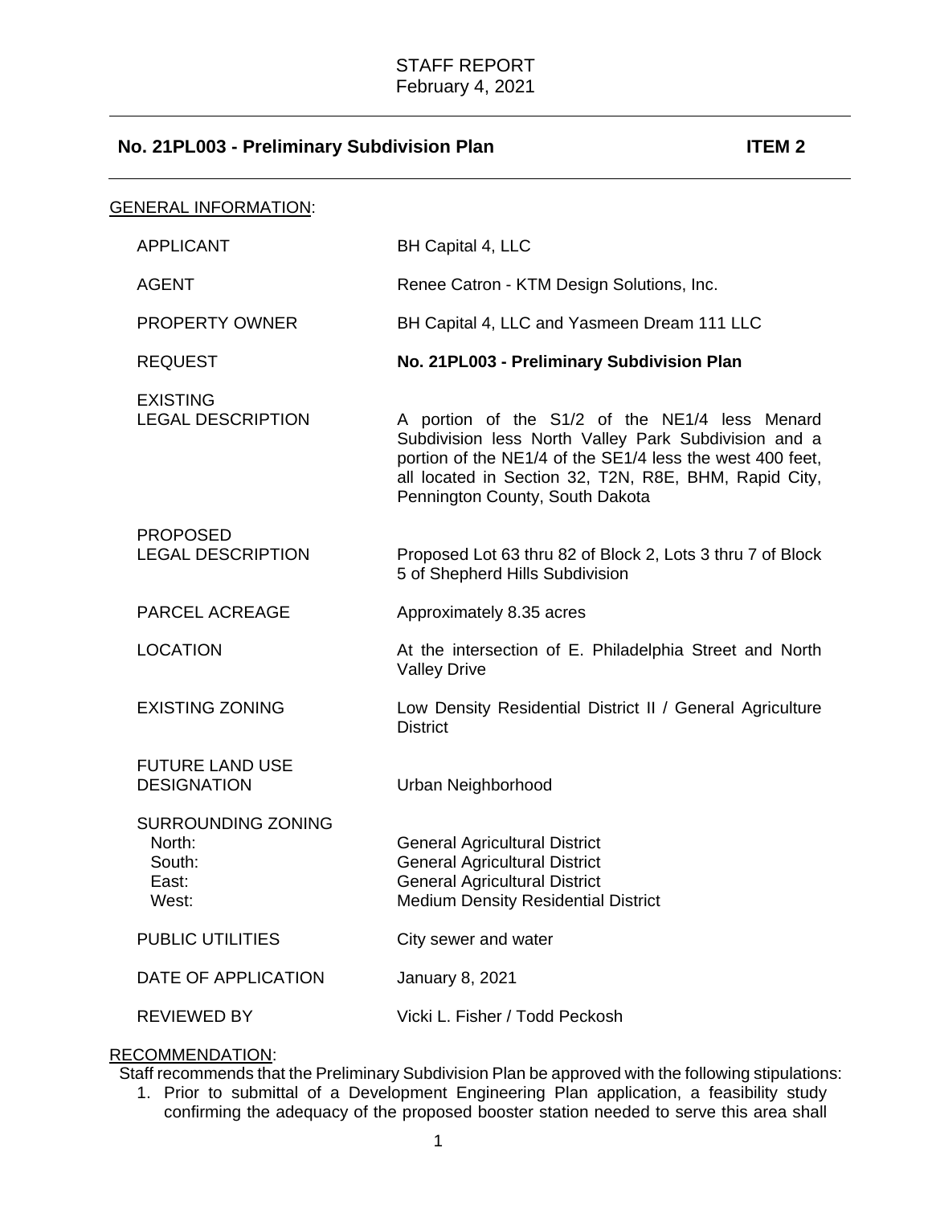STAFF REPORT
February 4, 2021

## No. 21PL003 - Preliminary Subdivision Plan — ITEM 2

GENERAL INFORMATION:

| | |
|---|---|
| APPLICANT | BH Capital 4, LLC |
| AGENT | Renee Catron - KTM Design Solutions, Inc. |
| PROPERTY OWNER | BH Capital 4, LLC and Yasmeen Dream 111 LLC |
| REQUEST | **No. 21PL003 - Preliminary Subdivision Plan** |
| EXISTING LEGAL DESCRIPTION | A portion of the S1/2 of the NE1/4 less Menard Subdivision less North Valley Park Subdivision and a portion of the NE1/4 of the SE1/4 less the west 400 feet, all located in Section 32, T2N, R8E, BHM, Rapid City, Pennington County, South Dakota |
| PROPOSED LEGAL DESCRIPTION | Proposed Lot 63 thru 82 of Block 2, Lots 3 thru 7 of Block 5 of Shepherd Hills Subdivision |
| PARCEL ACREAGE | Approximately 8.35 acres |
| LOCATION | At the intersection of E. Philadelphia Street and North Valley Drive |
| EXISTING ZONING | Low Density Residential District II / General Agriculture District |
| FUTURE LAND USE DESIGNATION | Urban Neighborhood |
| SURROUNDING ZONING | |
| North: | General Agricultural District |
| South: | General Agricultural District |
| East: | General Agricultural District |
| West: | Medium Density Residential District |
| PUBLIC UTILITIES | City sewer and water |
| DATE OF APPLICATION | January 8, 2021 |
| REVIEWED BY | Vicki L. Fisher / Todd Peckosh |

RECOMMENDATION:

Staff recommends that the Preliminary Subdivision Plan be approved with the following stipulations:

1. Prior to submittal of a Development Engineering Plan application, a feasibility study confirming the adequacy of the proposed booster station needed to serve this area shall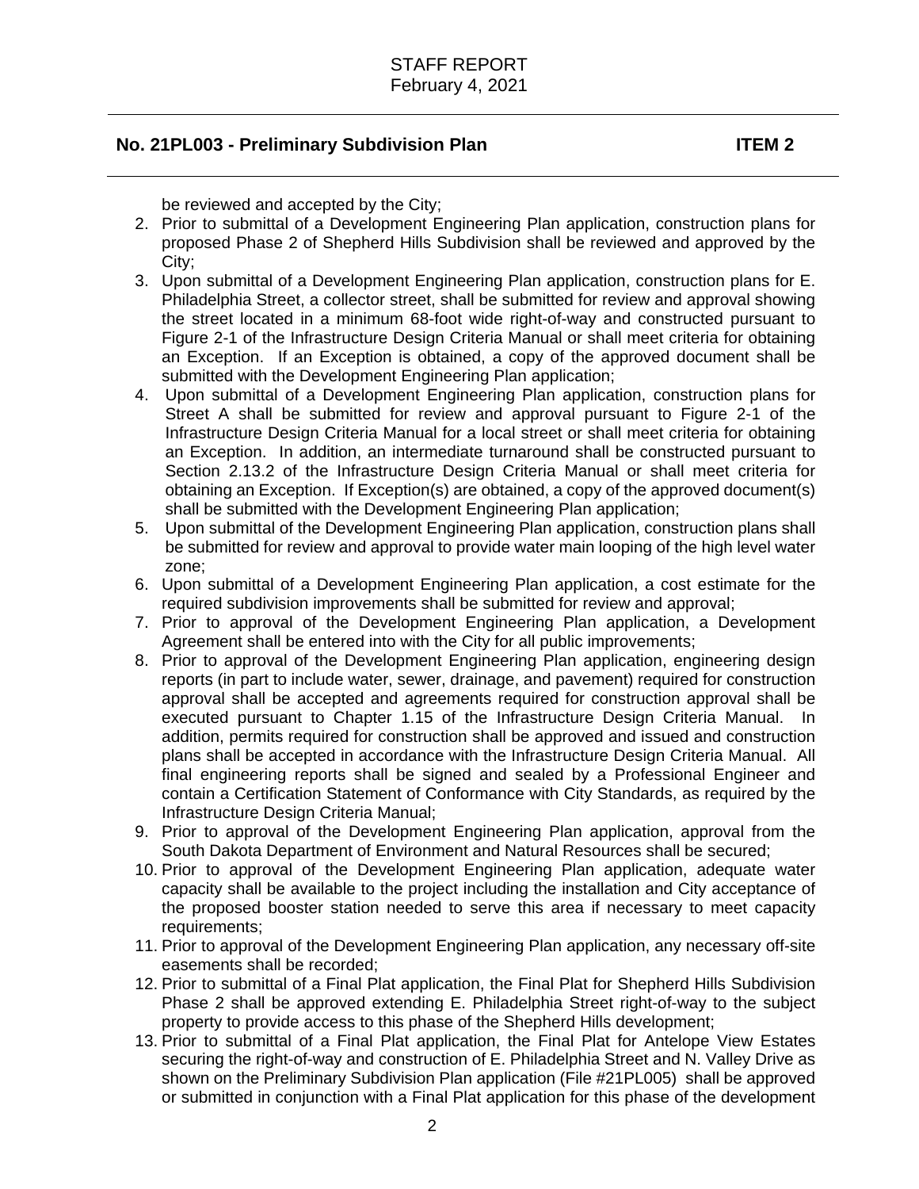be reviewed and accepted by the City;

2. Prior to submittal of a Development Engineering Plan application, construction plans for proposed Phase 2 of Shepherd Hills Subdivision shall be reviewed and approved by the City;
3. Upon submittal of a Development Engineering Plan application, construction plans for E. Philadelphia Street, a collector street, shall be submitted for review and approval showing the street located in a minimum 68-foot wide right-of-way and constructed pursuant to Figure 2-1 of the Infrastructure Design Criteria Manual or shall meet criteria for obtaining an Exception. If an Exception is obtained, a copy of the approved document shall be submitted with the Development Engineering Plan application;
4. Upon submittal of a Development Engineering Plan application, construction plans for Street A shall be submitted for review and approval pursuant to Figure 2-1 of the Infrastructure Design Criteria Manual for a local street or shall meet criteria for obtaining an Exception. In addition, an intermediate turnaround shall be constructed pursuant to Section 2.13.2 of the Infrastructure Design Criteria Manual or shall meet criteria for obtaining an Exception. If Exception(s) are obtained, a copy of the approved document(s) shall be submitted with the Development Engineering Plan application;
5. Upon submittal of the Development Engineering Plan application, construction plans shall be submitted for review and approval to provide water main looping of the high level water zone;
6. Upon submittal of a Development Engineering Plan application, a cost estimate for the required subdivision improvements shall be submitted for review and approval;
7. Prior to approval of the Development Engineering Plan application, a Development Agreement shall be entered into with the City for all public improvements;
8. Prior to approval of the Development Engineering Plan application, engineering design reports (in part to include water, sewer, drainage, and pavement) required for construction approval shall be accepted and agreements required for construction approval shall be executed pursuant to Chapter 1.15 of the Infrastructure Design Criteria Manual. In addition, permits required for construction shall be approved and issued and construction plans shall be accepted in accordance with the Infrastructure Design Criteria Manual. All final engineering reports shall be signed and sealed by a Professional Engineer and contain a Certification Statement of Conformance with City Standards, as required by the Infrastructure Design Criteria Manual;
9. Prior to approval of the Development Engineering Plan application, approval from the South Dakota Department of Environment and Natural Resources shall be secured;
10. Prior to approval of the Development Engineering Plan application, adequate water capacity shall be available to the project including the installation and City acceptance of the proposed booster station needed to serve this area if necessary to meet capacity requirements;
11. Prior to approval of the Development Engineering Plan application, any necessary off-site easements shall be recorded;
12. Prior to submittal of a Final Plat application, the Final Plat for Shepherd Hills Subdivision Phase 2 shall be approved extending E. Philadelphia Street right-of-way to the subject property to provide access to this phase of the Shepherd Hills development;
13. Prior to submittal of a Final Plat application, the Final Plat for Antelope View Estates securing the right-of-way and construction of E. Philadelphia Street and N. Valley Drive as shown on the Preliminary Subdivision Plan application (File #21PL005) shall be approved or submitted in conjunction with a Final Plat application for this phase of the development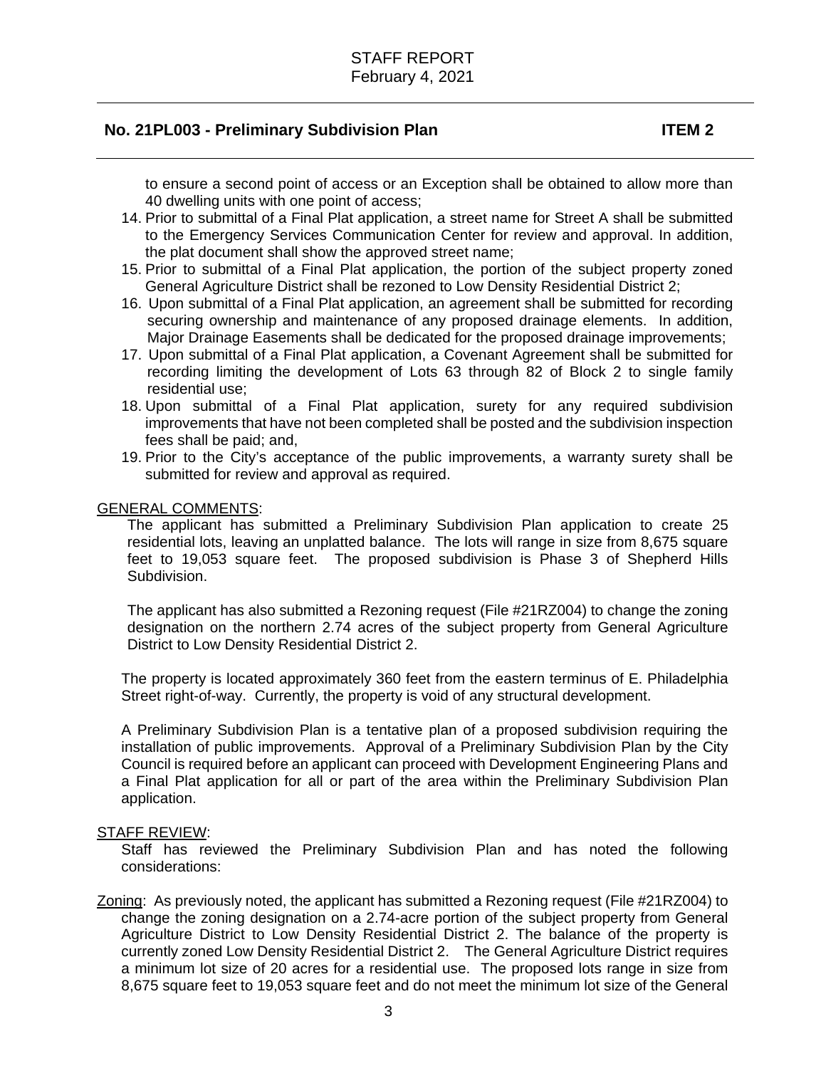**No. 21PL003 - Preliminary Subdivision Plan** **ITEM 2**

to ensure a second point of access or an Exception shall be obtained to allow more than 40 dwelling units with one point of access;

14. Prior to submittal of a Final Plat application, a street name for Street A shall be submitted to the Emergency Services Communication Center for review and approval. In addition, the plat document shall show the approved street name;
15. Prior to submittal of a Final Plat application, the portion of the subject property zoned General Agriculture District shall be rezoned to Low Density Residential District 2;
16. Upon submittal of a Final Plat application, an agreement shall be submitted for recording securing ownership and maintenance of any proposed drainage elements. In addition, Major Drainage Easements shall be dedicated for the proposed drainage improvements;
17. Upon submittal of a Final Plat application, a Covenant Agreement shall be submitted for recording limiting the development of Lots 63 through 82 of Block 2 to single family residential use;
18. Upon submittal of a Final Plat application, surety for any required subdivision improvements that have not been completed shall be posted and the subdivision inspection fees shall be paid; and,
19. Prior to the City's acceptance of the public improvements, a warranty surety shall be submitted for review and approval as required.

GENERAL COMMENTS:

The applicant has submitted a Preliminary Subdivision Plan application to create 25 residential lots, leaving an unplatted balance. The lots will range in size from 8,675 square feet to 19,053 square feet. The proposed subdivision is Phase 3 of Shepherd Hills Subdivision.

The applicant has also submitted a Rezoning request (File #21RZ004) to change the zoning designation on the northern 2.74 acres of the subject property from General Agriculture District to Low Density Residential District 2.

The property is located approximately 360 feet from the eastern terminus of E. Philadelphia Street right-of-way. Currently, the property is void of any structural development.

A Preliminary Subdivision Plan is a tentative plan of a proposed subdivision requiring the installation of public improvements. Approval of a Preliminary Subdivision Plan by the City Council is required before an applicant can proceed with Development Engineering Plans and a Final Plat application for all or part of the area within the Preliminary Subdivision Plan application.

STAFF REVIEW:

Staff has reviewed the Preliminary Subdivision Plan and has noted the following considerations:

Zoning: As previously noted, the applicant has submitted a Rezoning request (File #21RZ004) to change the zoning designation on a 2.74-acre portion of the subject property from General Agriculture District to Low Density Residential District 2. The balance of the property is currently zoned Low Density Residential District 2. The General Agriculture District requires a minimum lot size of 20 acres for a residential use. The proposed lots range in size from 8,675 square feet to 19,053 square feet and do not meet the minimum lot size of the General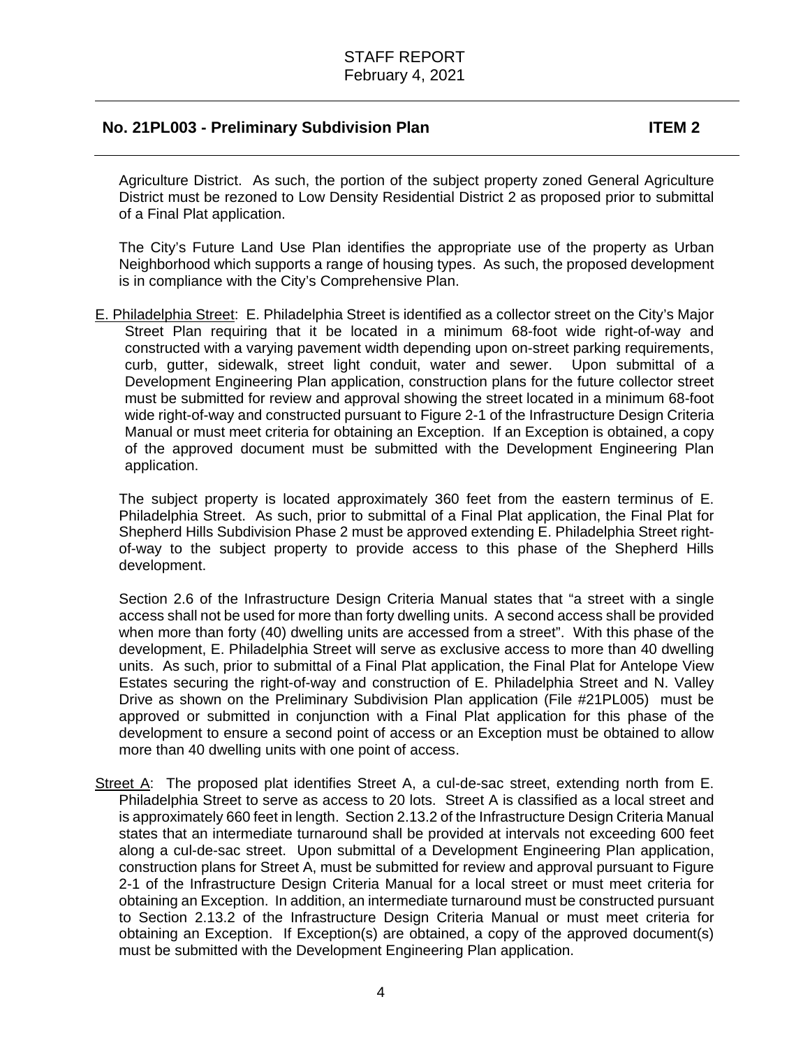Agriculture District. As such, the portion of the subject property zoned General Agriculture District must be rezoned to Low Density Residential District 2 as proposed prior to submittal of a Final Plat application.

The City's Future Land Use Plan identifies the appropriate use of the property as Urban Neighborhood which supports a range of housing types. As such, the proposed development is in compliance with the City's Comprehensive Plan.

E. Philadelphia Street: E. Philadelphia Street is identified as a collector street on the City's Major Street Plan requiring that it be located in a minimum 68-foot wide right-of-way and constructed with a varying pavement width depending upon on-street parking requirements, curb, gutter, sidewalk, street light conduit, water and sewer. Upon submittal of a Development Engineering Plan application, construction plans for the future collector street must be submitted for review and approval showing the street located in a minimum 68-foot wide right-of-way and constructed pursuant to Figure 2-1 of the Infrastructure Design Criteria Manual or must meet criteria for obtaining an Exception. If an Exception is obtained, a copy of the approved document must be submitted with the Development Engineering Plan application.

The subject property is located approximately 360 feet from the eastern terminus of E. Philadelphia Street. As such, prior to submittal of a Final Plat application, the Final Plat for Shepherd Hills Subdivision Phase 2 must be approved extending E. Philadelphia Street right-of-way to the subject property to provide access to this phase of the Shepherd Hills development.

Section 2.6 of the Infrastructure Design Criteria Manual states that "a street with a single access shall not be used for more than forty dwelling units. A second access shall be provided when more than forty (40) dwelling units are accessed from a street". With this phase of the development, E. Philadelphia Street will serve as exclusive access to more than 40 dwelling units. As such, prior to submittal of a Final Plat application, the Final Plat for Antelope View Estates securing the right-of-way and construction of E. Philadelphia Street and N. Valley Drive as shown on the Preliminary Subdivision Plan application (File #21PL005) must be approved or submitted in conjunction with a Final Plat application for this phase of the development to ensure a second point of access or an Exception must be obtained to allow more than 40 dwelling units with one point of access.

Street A: The proposed plat identifies Street A, a cul-de-sac street, extending north from E. Philadelphia Street to serve as access to 20 lots. Street A is classified as a local street and is approximately 660 feet in length. Section 2.13.2 of the Infrastructure Design Criteria Manual states that an intermediate turnaround shall be provided at intervals not exceeding 600 feet along a cul-de-sac street. Upon submittal of a Development Engineering Plan application, construction plans for Street A, must be submitted for review and approval pursuant to Figure 2-1 of the Infrastructure Design Criteria Manual for a local street or must meet criteria for obtaining an Exception. In addition, an intermediate turnaround must be constructed pursuant to Section 2.13.2 of the Infrastructure Design Criteria Manual or must meet criteria for obtaining an Exception. If Exception(s) are obtained, a copy of the approved document(s) must be submitted with the Development Engineering Plan application.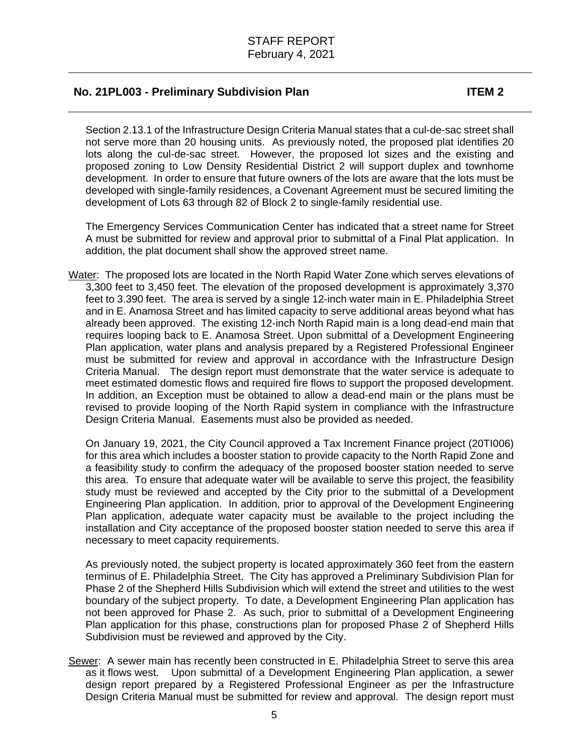Section 2.13.1 of the Infrastructure Design Criteria Manual states that a cul-de-sac street shall not serve more than 20 housing units. As previously noted, the proposed plat identifies 20 lots along the cul-de-sac street. However, the proposed lot sizes and the existing and proposed zoning to Low Density Residential District 2 will support duplex and townhome development. In order to ensure that future owners of the lots are aware that the lots must be developed with single-family residences, a Covenant Agreement must be secured limiting the development of Lots 63 through 82 of Block 2 to single-family residential use.

The Emergency Services Communication Center has indicated that a street name for Street A must be submitted for review and approval prior to submittal of a Final Plat application. In addition, the plat document shall show the approved street name.

Water: The proposed lots are located in the North Rapid Water Zone which serves elevations of 3,300 feet to 3,450 feet. The elevation of the proposed development is approximately 3,370 feet to 3.390 feet. The area is served by a single 12-inch water main in E. Philadelphia Street and in E. Anamosa Street and has limited capacity to serve additional areas beyond what has already been approved. The existing 12-inch North Rapid main is a long dead-end main that requires looping back to E. Anamosa Street. Upon submittal of a Development Engineering Plan application, water plans and analysis prepared by a Registered Professional Engineer must be submitted for review and approval in accordance with the Infrastructure Design Criteria Manual. The design report must demonstrate that the water service is adequate to meet estimated domestic flows and required fire flows to support the proposed development. In addition, an Exception must be obtained to allow a dead-end main or the plans must be revised to provide looping of the North Rapid system in compliance with the Infrastructure Design Criteria Manual. Easements must also be provided as needed.

On January 19, 2021, the City Council approved a Tax Increment Finance project (20TI006) for this area which includes a booster station to provide capacity to the North Rapid Zone and a feasibility study to confirm the adequacy of the proposed booster station needed to serve this area. To ensure that adequate water will be available to serve this project, the feasibility study must be reviewed and accepted by the City prior to the submittal of a Development Engineering Plan application. In addition, prior to approval of the Development Engineering Plan application, adequate water capacity must be available to the project including the installation and City acceptance of the proposed booster station needed to serve this area if necessary to meet capacity requirements.

As previously noted, the subject property is located approximately 360 feet from the eastern terminus of E. Philadelphia Street. The City has approved a Preliminary Subdivision Plan for Phase 2 of the Shepherd Hills Subdivision which will extend the street and utilities to the west boundary of the subject property. To date, a Development Engineering Plan application has not been approved for Phase 2. As such, prior to submittal of a Development Engineering Plan application for this phase, constructions plan for proposed Phase 2 of Shepherd Hills Subdivision must be reviewed and approved by the City.

Sewer: A sewer main has recently been constructed in E. Philadelphia Street to serve this area as it flows west. Upon submittal of a Development Engineering Plan application, a sewer design report prepared by a Registered Professional Engineer as per the Infrastructure Design Criteria Manual must be submitted for review and approval. The design report must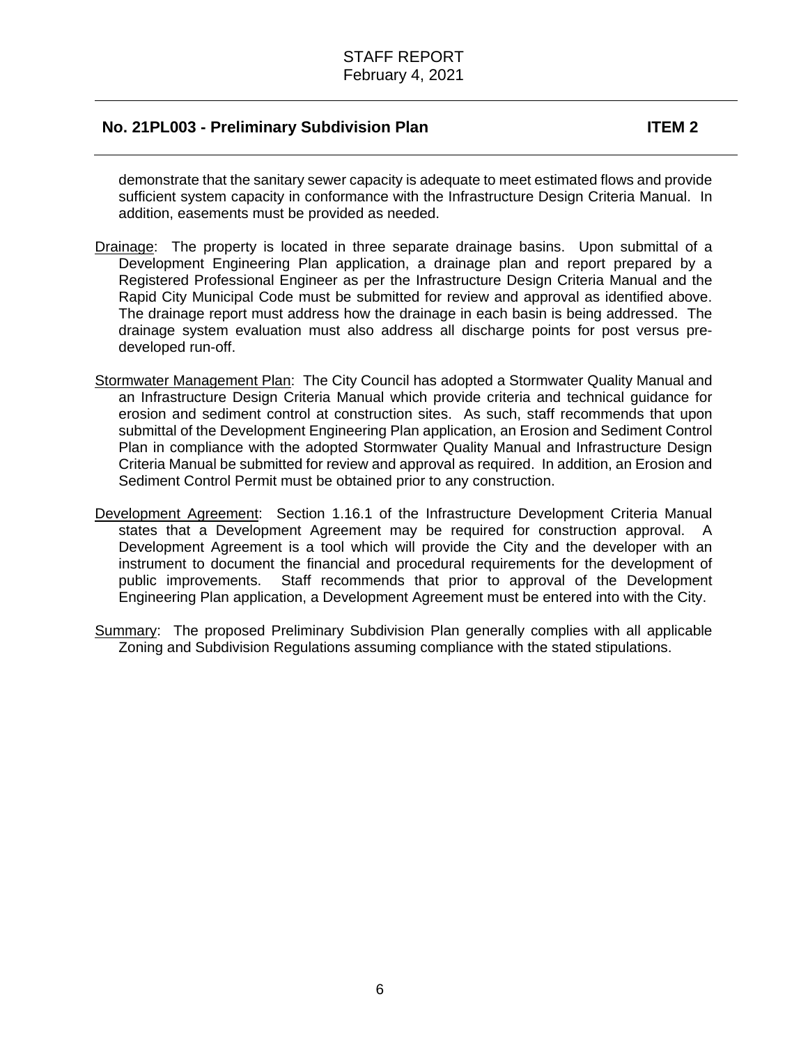demonstrate that the sanitary sewer capacity is adequate to meet estimated flows and provide sufficient system capacity in conformance with the Infrastructure Design Criteria Manual. In addition, easements must be provided as needed.

Drainage: The property is located in three separate drainage basins. Upon submittal of a Development Engineering Plan application, a drainage plan and report prepared by a Registered Professional Engineer as per the Infrastructure Design Criteria Manual and the Rapid City Municipal Code must be submitted for review and approval as identified above. The drainage report must address how the drainage in each basin is being addressed. The drainage system evaluation must also address all discharge points for post versus pre-developed run-off.

Stormwater Management Plan: The City Council has adopted a Stormwater Quality Manual and an Infrastructure Design Criteria Manual which provide criteria and technical guidance for erosion and sediment control at construction sites. As such, staff recommends that upon submittal of the Development Engineering Plan application, an Erosion and Sediment Control Plan in compliance with the adopted Stormwater Quality Manual and Infrastructure Design Criteria Manual be submitted for review and approval as required. In addition, an Erosion and Sediment Control Permit must be obtained prior to any construction.

Development Agreement: Section 1.16.1 of the Infrastructure Development Criteria Manual states that a Development Agreement may be required for construction approval. A Development Agreement is a tool which will provide the City and the developer with an instrument to document the financial and procedural requirements for the development of public improvements. Staff recommends that prior to approval of the Development Engineering Plan application, a Development Agreement must be entered into with the City.

Summary: The proposed Preliminary Subdivision Plan generally complies with all applicable Zoning and Subdivision Regulations assuming compliance with the stated stipulations.